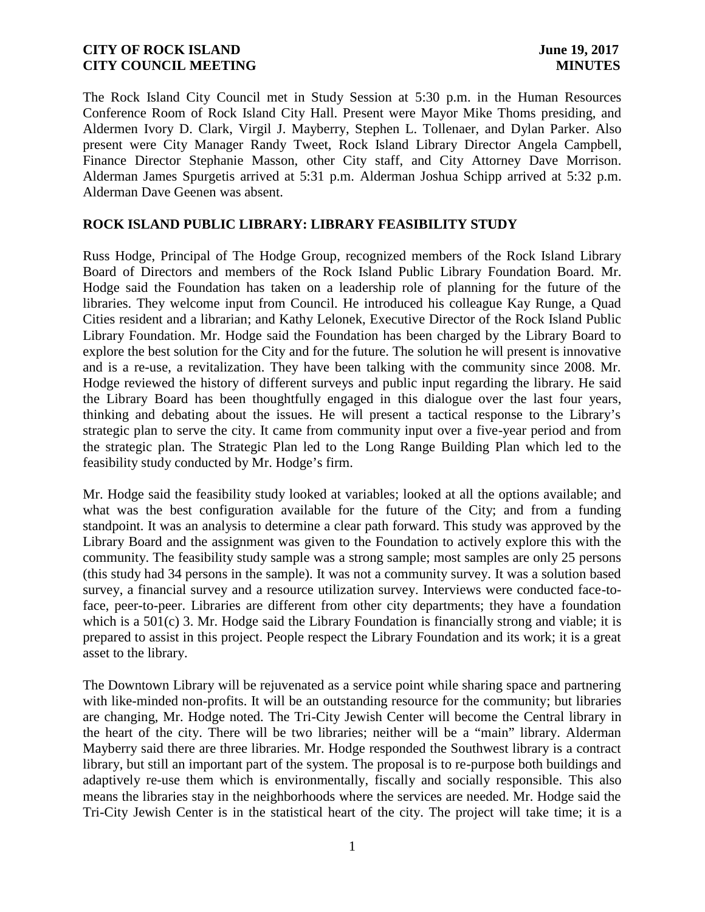**CITY OF ROCK ISLAND** **June 19, 2017**
**CITY COUNCIL MEETING** **MINUTES**

The Rock Island City Council met in Study Session at 5:30 p.m. in the Human Resources Conference Room of Rock Island City Hall. Present were Mayor Mike Thoms presiding, and Aldermen Ivory D. Clark, Virgil J. Mayberry, Stephen L. Tollenaer, and Dylan Parker. Also present were City Manager Randy Tweet, Rock Island Library Director Angela Campbell, Finance Director Stephanie Masson, other City staff, and City Attorney Dave Morrison. Alderman James Spurgetis arrived at 5:31 p.m. Alderman Joshua Schipp arrived at 5:32 p.m. Alderman Dave Geenen was absent.

## ROCK ISLAND PUBLIC LIBRARY: LIBRARY FEASIBILITY STUDY

Russ Hodge, Principal of The Hodge Group, recognized members of the Rock Island Library Board of Directors and members of the Rock Island Public Library Foundation Board. Mr. Hodge said the Foundation has taken on a leadership role of planning for the future of the libraries. They welcome input from Council. He introduced his colleague Kay Runge, a Quad Cities resident and a librarian; and Kathy Lelonek, Executive Director of the Rock Island Public Library Foundation. Mr. Hodge said the Foundation has been charged by the Library Board to explore the best solution for the City and for the future. The solution he will present is innovative and is a re-use, a revitalization. They have been talking with the community since 2008. Mr. Hodge reviewed the history of different surveys and public input regarding the library. He said the Library Board has been thoughtfully engaged in this dialogue over the last four years, thinking and debating about the issues. He will present a tactical response to the Library's strategic plan to serve the city. It came from community input over a five-year period and from the strategic plan. The Strategic Plan led to the Long Range Building Plan which led to the feasibility study conducted by Mr. Hodge's firm.

Mr. Hodge said the feasibility study looked at variables; looked at all the options available; and what was the best configuration available for the future of the City; and from a funding standpoint. It was an analysis to determine a clear path forward. This study was approved by the Library Board and the assignment was given to the Foundation to actively explore this with the community. The feasibility study sample was a strong sample; most samples are only 25 persons (this study had 34 persons in the sample). It was not a community survey. It was a solution based survey, a financial survey and a resource utilization survey. Interviews were conducted face-to-face, peer-to-peer. Libraries are different from other city departments; they have a foundation which is a 501(c) 3. Mr. Hodge said the Library Foundation is financially strong and viable; it is prepared to assist in this project. People respect the Library Foundation and its work; it is a great asset to the library.

The Downtown Library will be rejuvenated as a service point while sharing space and partnering with like-minded non-profits. It will be an outstanding resource for the community; but libraries are changing, Mr. Hodge noted. The Tri-City Jewish Center will become the Central library in the heart of the city. There will be two libraries; neither will be a "main" library. Alderman Mayberry said there are three libraries. Mr. Hodge responded the Southwest library is a contract library, but still an important part of the system. The proposal is to re-purpose both buildings and adaptively re-use them which is environmentally, fiscally and socially responsible. This also means the libraries stay in the neighborhoods where the services are needed. Mr. Hodge said the Tri-City Jewish Center is in the statistical heart of the city. The project will take time; it is a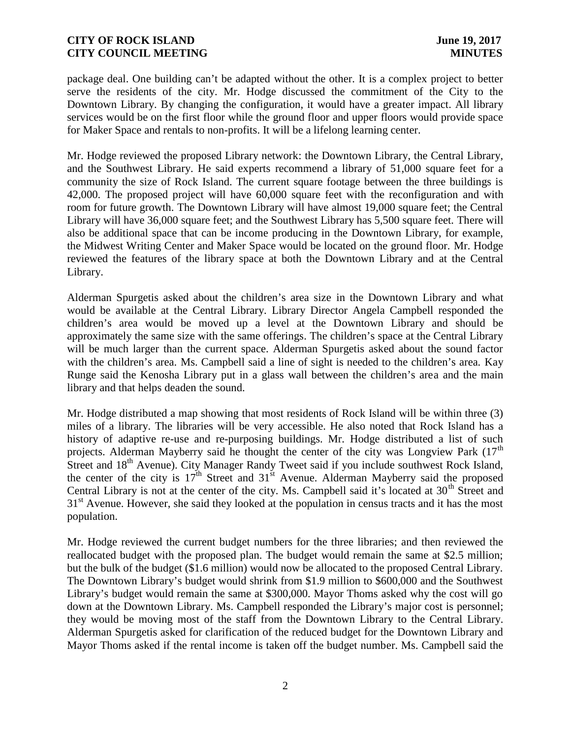package deal. One building can't be adapted without the other. It is a complex project to better serve the residents of the city. Mr. Hodge discussed the commitment of the City to the Downtown Library. By changing the configuration, it would have a greater impact. All library services would be on the first floor while the ground floor and upper floors would provide space for Maker Space and rentals to non-profits. It will be a lifelong learning center.

Mr. Hodge reviewed the proposed Library network: the Downtown Library, the Central Library, and the Southwest Library. He said experts recommend a library of 51,000 square feet for a community the size of Rock Island. The current square footage between the three buildings is 42,000. The proposed project will have 60,000 square feet with the reconfiguration and with room for future growth. The Downtown Library will have almost 19,000 square feet; the Central Library will have 36,000 square feet; and the Southwest Library has 5,500 square feet. There will also be additional space that can be income producing in the Downtown Library, for example, the Midwest Writing Center and Maker Space would be located on the ground floor. Mr. Hodge reviewed the features of the library space at both the Downtown Library and at the Central Library.

Alderman Spurgetis asked about the children's area size in the Downtown Library and what would be available at the Central Library. Library Director Angela Campbell responded the children's area would be moved up a level at the Downtown Library and should be approximately the same size with the same offerings. The children's space at the Central Library will be much larger than the current space. Alderman Spurgetis asked about the sound factor with the children's area. Ms. Campbell said a line of sight is needed to the children's area. Kay Runge said the Kenosha Library put in a glass wall between the children's area and the main library and that helps deaden the sound.

Mr. Hodge distributed a map showing that most residents of Rock Island will be within three (3) miles of a library. The libraries will be very accessible. He also noted that Rock Island has a history of adaptive re-use and re-purposing buildings. Mr. Hodge distributed a list of such projects. Alderman Mayberry said he thought the center of the city was Longview Park (17th Street and 18th Avenue). City Manager Randy Tweet said if you include southwest Rock Island, the center of the city is 17th Street and 31st Avenue. Alderman Mayberry said the proposed Central Library is not at the center of the city. Ms. Campbell said it's located at 30th Street and 31st Avenue. However, she said they looked at the population in census tracts and it has the most population.

Mr. Hodge reviewed the current budget numbers for the three libraries; and then reviewed the reallocated budget with the proposed plan. The budget would remain the same at $2.5 million; but the bulk of the budget ($1.6 million) would now be allocated to the proposed Central Library. The Downtown Library's budget would shrink from $1.9 million to $600,000 and the Southwest Library's budget would remain the same at $300,000. Mayor Thoms asked why the cost will go down at the Downtown Library. Ms. Campbell responded the Library's major cost is personnel; they would be moving most of the staff from the Downtown Library to the Central Library. Alderman Spurgetis asked for clarification of the reduced budget for the Downtown Library and Mayor Thoms asked if the rental income is taken off the budget number. Ms. Campbell said the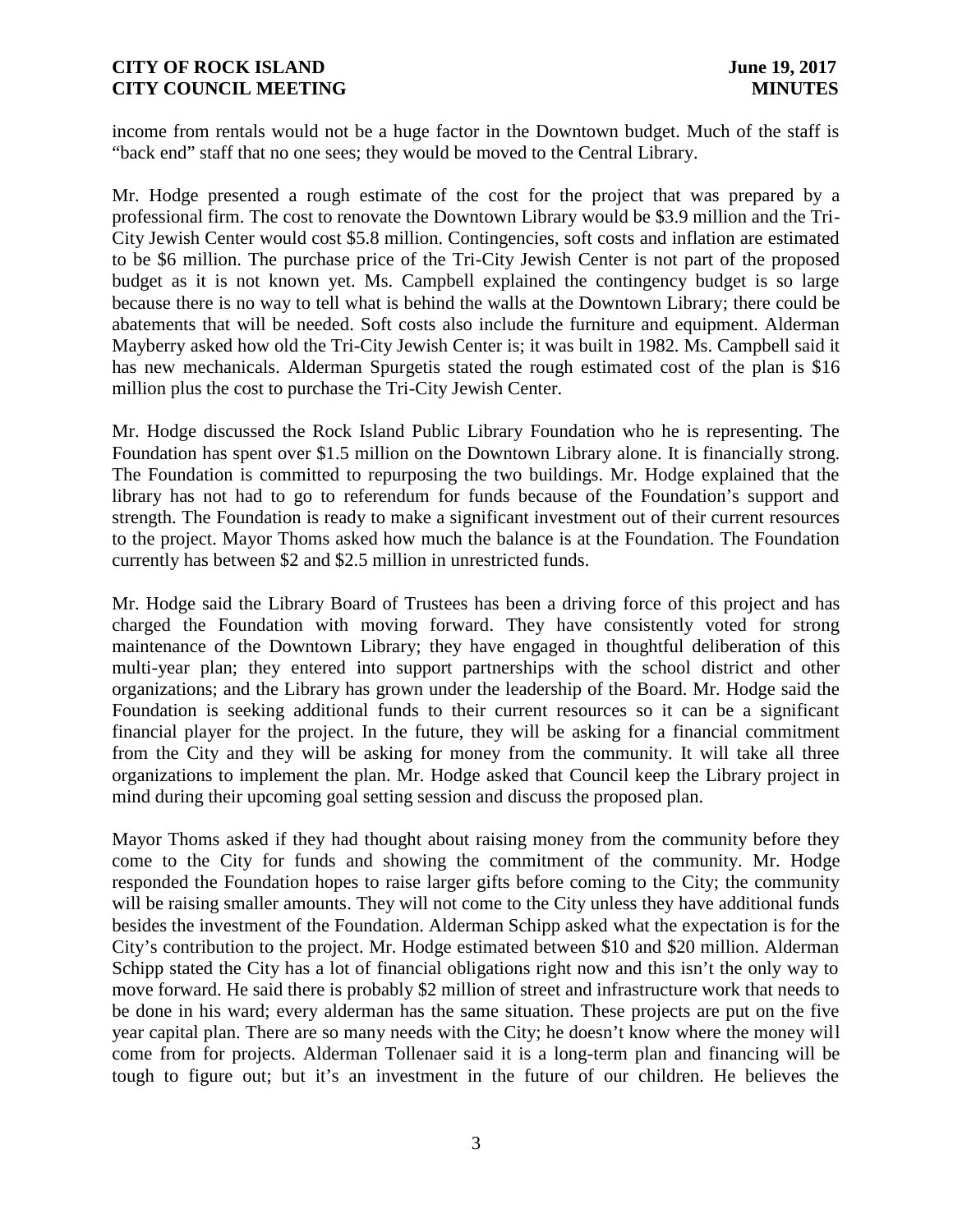income from rentals would not be a huge factor in the Downtown budget. Much of the staff is "back end" staff that no one sees; they would be moved to the Central Library.

Mr. Hodge presented a rough estimate of the cost for the project that was prepared by a professional firm. The cost to renovate the Downtown Library would be $3.9 million and the Tri-City Jewish Center would cost $5.8 million. Contingencies, soft costs and inflation are estimated to be $6 million. The purchase price of the Tri-City Jewish Center is not part of the proposed budget as it is not known yet. Ms. Campbell explained the contingency budget is so large because there is no way to tell what is behind the walls at the Downtown Library; there could be abatements that will be needed. Soft costs also include the furniture and equipment. Alderman Mayberry asked how old the Tri-City Jewish Center is; it was built in 1982. Ms. Campbell said it has new mechanicals. Alderman Spurgetis stated the rough estimated cost of the plan is $16 million plus the cost to purchase the Tri-City Jewish Center.

Mr. Hodge discussed the Rock Island Public Library Foundation who he is representing. The Foundation has spent over $1.5 million on the Downtown Library alone. It is financially strong. The Foundation is committed to repurposing the two buildings. Mr. Hodge explained that the library has not had to go to referendum for funds because of the Foundation's support and strength. The Foundation is ready to make a significant investment out of their current resources to the project. Mayor Thoms asked how much the balance is at the Foundation. The Foundation currently has between $2 and $2.5 million in unrestricted funds.

Mr. Hodge said the Library Board of Trustees has been a driving force of this project and has charged the Foundation with moving forward. They have consistently voted for strong maintenance of the Downtown Library; they have engaged in thoughtful deliberation of this multi-year plan; they entered into support partnerships with the school district and other organizations; and the Library has grown under the leadership of the Board. Mr. Hodge said the Foundation is seeking additional funds to their current resources so it can be a significant financial player for the project. In the future, they will be asking for a financial commitment from the City and they will be asking for money from the community. It will take all three organizations to implement the plan. Mr. Hodge asked that Council keep the Library project in mind during their upcoming goal setting session and discuss the proposed plan.

Mayor Thoms asked if they had thought about raising money from the community before they come to the City for funds and showing the commitment of the community. Mr. Hodge responded the Foundation hopes to raise larger gifts before coming to the City; the community will be raising smaller amounts. They will not come to the City unless they have additional funds besides the investment of the Foundation. Alderman Schipp asked what the expectation is for the City's contribution to the project. Mr. Hodge estimated between $10 and $20 million. Alderman Schipp stated the City has a lot of financial obligations right now and this isn't the only way to move forward. He said there is probably $2 million of street and infrastructure work that needs to be done in his ward; every alderman has the same situation. These projects are put on the five year capital plan. There are so many needs with the City; he doesn't know where the money will come from for projects. Alderman Tollenaer said it is a long-term plan and financing will be tough to figure out; but it's an investment in the future of our children. He believes the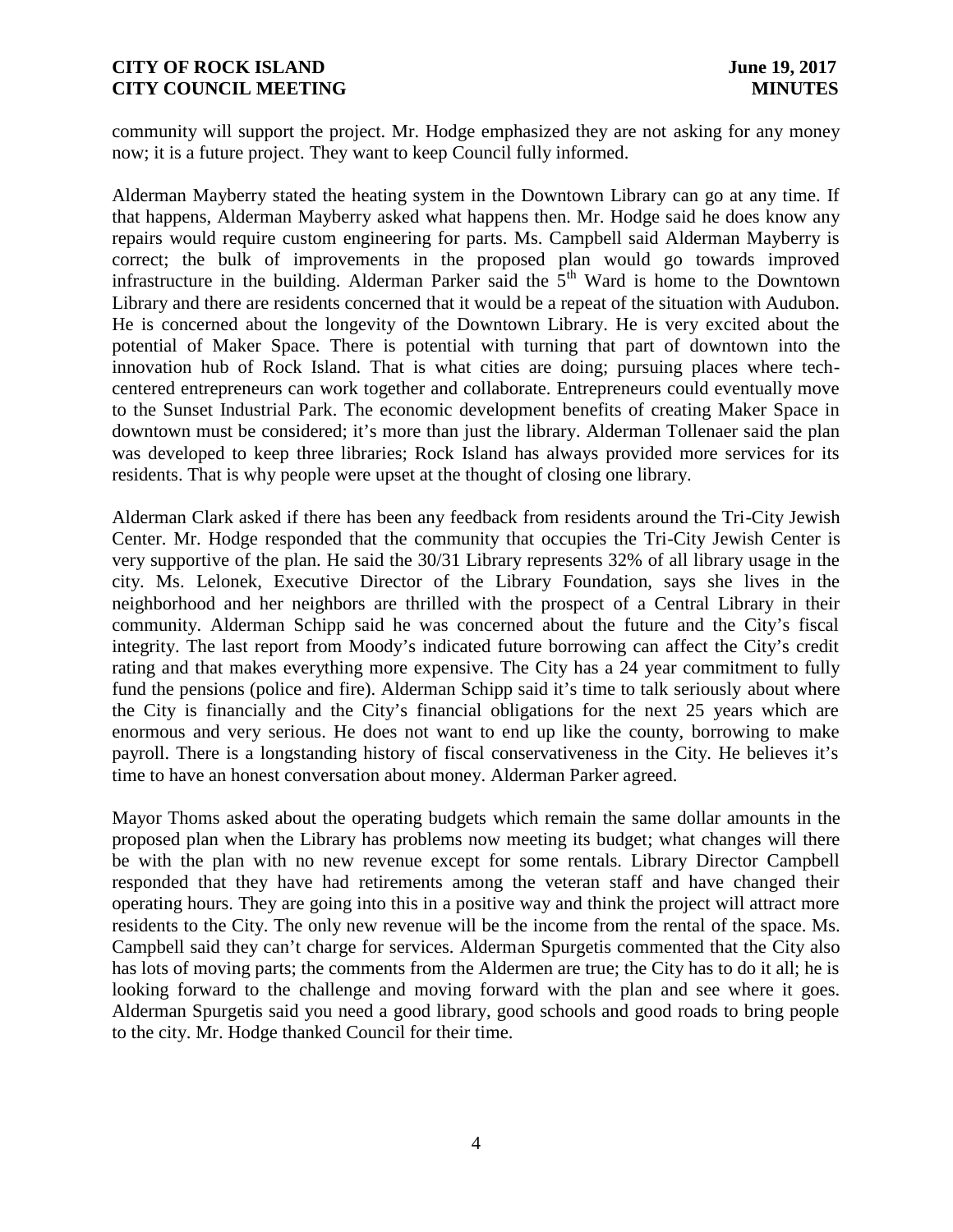community will support the project. Mr. Hodge emphasized they are not asking for any money now; it is a future project. They want to keep Council fully informed.

Alderman Mayberry stated the heating system in the Downtown Library can go at any time. If that happens, Alderman Mayberry asked what happens then. Mr. Hodge said he does know any repairs would require custom engineering for parts. Ms. Campbell said Alderman Mayberry is correct; the bulk of improvements in the proposed plan would go towards improved infrastructure in the building. Alderman Parker said the 5th Ward is home to the Downtown Library and there are residents concerned that it would be a repeat of the situation with Audubon. He is concerned about the longevity of the Downtown Library. He is very excited about the potential of Maker Space. There is potential with turning that part of downtown into the innovation hub of Rock Island. That is what cities are doing; pursuing places where tech-centered entrepreneurs can work together and collaborate. Entrepreneurs could eventually move to the Sunset Industrial Park. The economic development benefits of creating Maker Space in downtown must be considered; it's more than just the library. Alderman Tollenaer said the plan was developed to keep three libraries; Rock Island has always provided more services for its residents. That is why people were upset at the thought of closing one library.

Alderman Clark asked if there has been any feedback from residents around the Tri-City Jewish Center. Mr. Hodge responded that the community that occupies the Tri-City Jewish Center is very supportive of the plan. He said the 30/31 Library represents 32% of all library usage in the city. Ms. Lelonek, Executive Director of the Library Foundation, says she lives in the neighborhood and her neighbors are thrilled with the prospect of a Central Library in their community. Alderman Schipp said he was concerned about the future and the City's fiscal integrity. The last report from Moody's indicated future borrowing can affect the City's credit rating and that makes everything more expensive. The City has a 24 year commitment to fully fund the pensions (police and fire). Alderman Schipp said it's time to talk seriously about where the City is financially and the City's financial obligations for the next 25 years which are enormous and very serious. He does not want to end up like the county, borrowing to make payroll. There is a longstanding history of fiscal conservativeness in the City. He believes it's time to have an honest conversation about money. Alderman Parker agreed.

Mayor Thoms asked about the operating budgets which remain the same dollar amounts in the proposed plan when the Library has problems now meeting its budget; what changes will there be with the plan with no new revenue except for some rentals. Library Director Campbell responded that they have had retirements among the veteran staff and have changed their operating hours. They are going into this in a positive way and think the project will attract more residents to the City. The only new revenue will be the income from the rental of the space. Ms. Campbell said they can't charge for services. Alderman Spurgetis commented that the City also has lots of moving parts; the comments from the Aldermen are true; the City has to do it all; he is looking forward to the challenge and moving forward with the plan and see where it goes. Alderman Spurgetis said you need a good library, good schools and good roads to bring people to the city. Mr. Hodge thanked Council for their time.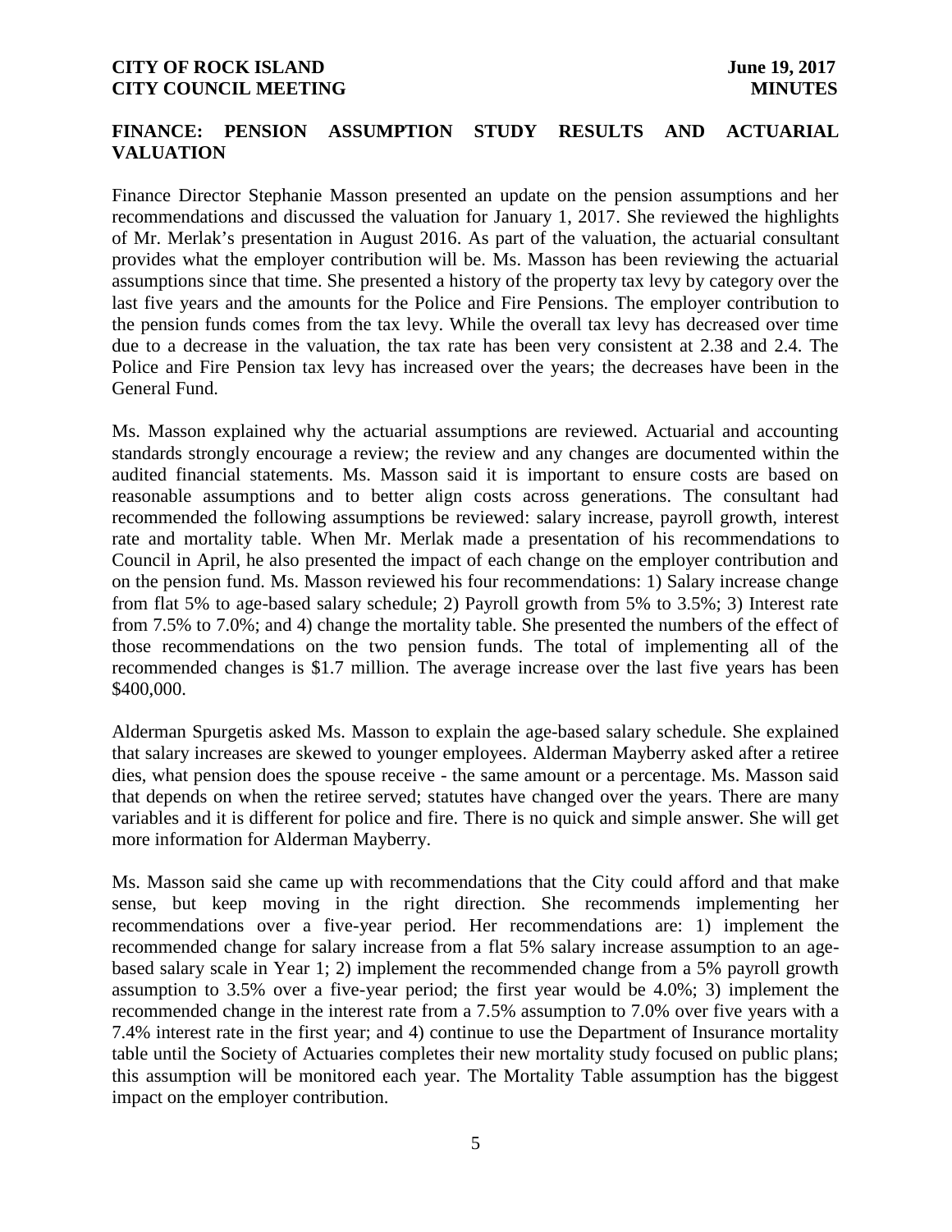## FINANCE: PENSION ASSUMPTION STUDY RESULTS AND ACTUARIAL VALUATION

Finance Director Stephanie Masson presented an update on the pension assumptions and her recommendations and discussed the valuation for January 1, 2017. She reviewed the highlights of Mr. Merlak's presentation in August 2016. As part of the valuation, the actuarial consultant provides what the employer contribution will be. Ms. Masson has been reviewing the actuarial assumptions since that time. She presented a history of the property tax levy by category over the last five years and the amounts for the Police and Fire Pensions. The employer contribution to the pension funds comes from the tax levy. While the overall tax levy has decreased over time due to a decrease in the valuation, the tax rate has been very consistent at 2.38 and 2.4. The Police and Fire Pension tax levy has increased over the years; the decreases have been in the General Fund.

Ms. Masson explained why the actuarial assumptions are reviewed. Actuarial and accounting standards strongly encourage a review; the review and any changes are documented within the audited financial statements. Ms. Masson said it is important to ensure costs are based on reasonable assumptions and to better align costs across generations. The consultant had recommended the following assumptions be reviewed: salary increase, payroll growth, interest rate and mortality table. When Mr. Merlak made a presentation of his recommendations to Council in April, he also presented the impact of each change on the employer contribution and on the pension fund. Ms. Masson reviewed his four recommendations: 1) Salary increase change from flat 5% to age-based salary schedule; 2) Payroll growth from 5% to 3.5%; 3) Interest rate from 7.5% to 7.0%; and 4) change the mortality table. She presented the numbers of the effect of those recommendations on the two pension funds. The total of implementing all of the recommended changes is $1.7 million. The average increase over the last five years has been $400,000.

Alderman Spurgetis asked Ms. Masson to explain the age-based salary schedule. She explained that salary increases are skewed to younger employees. Alderman Mayberry asked after a retiree dies, what pension does the spouse receive - the same amount or a percentage. Ms. Masson said that depends on when the retiree served; statutes have changed over the years. There are many variables and it is different for police and fire. There is no quick and simple answer. She will get more information for Alderman Mayberry.

Ms. Masson said she came up with recommendations that the City could afford and that make sense, but keep moving in the right direction. She recommends implementing her recommendations over a five-year period. Her recommendations are: 1) implement the recommended change for salary increase from a flat 5% salary increase assumption to an age-based salary scale in Year 1; 2) implement the recommended change from a 5% payroll growth assumption to 3.5% over a five-year period; the first year would be 4.0%; 3) implement the recommended change in the interest rate from a 7.5% assumption to 7.0% over five years with a 7.4% interest rate in the first year; and 4) continue to use the Department of Insurance mortality table until the Society of Actuaries completes their new mortality study focused on public plans; this assumption will be monitored each year. The Mortality Table assumption has the biggest impact on the employer contribution.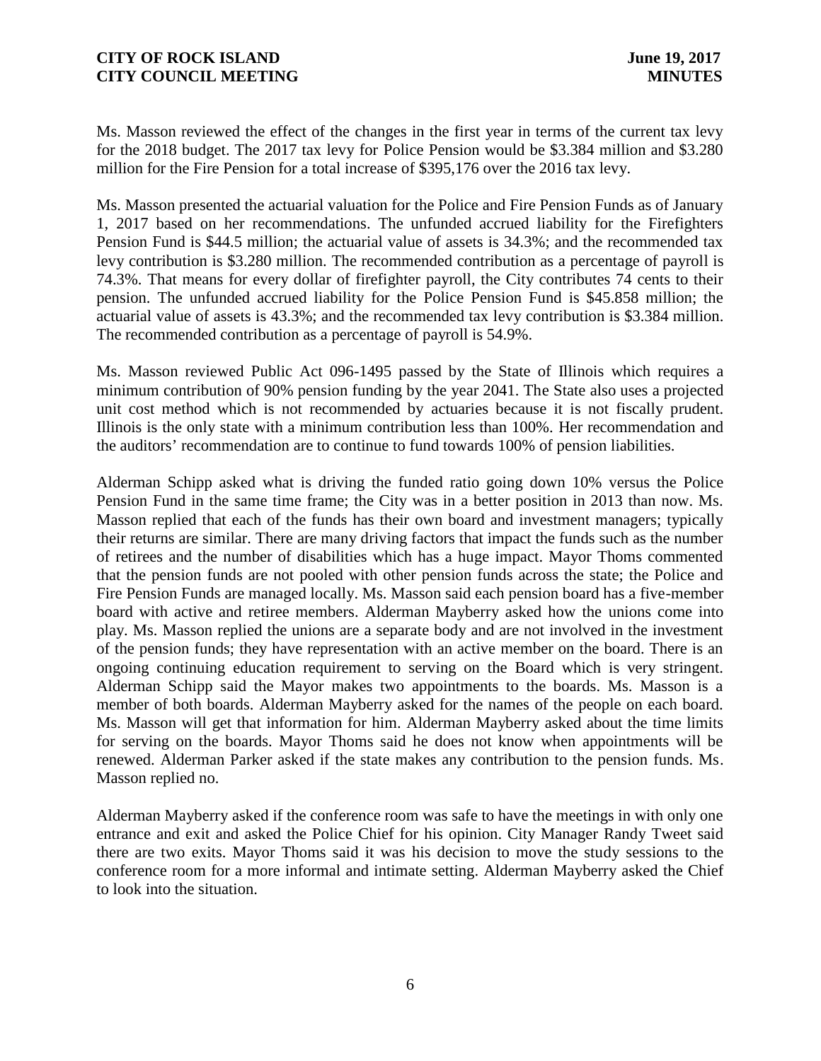Ms. Masson reviewed the effect of the changes in the first year in terms of the current tax levy for the 2018 budget. The 2017 tax levy for Police Pension would be $3.384 million and $3.280 million for the Fire Pension for a total increase of $395,176 over the 2016 tax levy.

Ms. Masson presented the actuarial valuation for the Police and Fire Pension Funds as of January 1, 2017 based on her recommendations. The unfunded accrued liability for the Firefighters Pension Fund is $44.5 million; the actuarial value of assets is 34.3%; and the recommended tax levy contribution is $3.280 million. The recommended contribution as a percentage of payroll is 74.3%. That means for every dollar of firefighter payroll, the City contributes 74 cents to their pension. The unfunded accrued liability for the Police Pension Fund is $45.858 million; the actuarial value of assets is 43.3%; and the recommended tax levy contribution is $3.384 million. The recommended contribution as a percentage of payroll is 54.9%.

Ms. Masson reviewed Public Act 096-1495 passed by the State of Illinois which requires a minimum contribution of 90% pension funding by the year 2041. The State also uses a projected unit cost method which is not recommended by actuaries because it is not fiscally prudent. Illinois is the only state with a minimum contribution less than 100%. Her recommendation and the auditors' recommendation are to continue to fund towards 100% of pension liabilities.

Alderman Schipp asked what is driving the funded ratio going down 10% versus the Police Pension Fund in the same time frame; the City was in a better position in 2013 than now. Ms. Masson replied that each of the funds has their own board and investment managers; typically their returns are similar. There are many driving factors that impact the funds such as the number of retirees and the number of disabilities which has a huge impact. Mayor Thoms commented that the pension funds are not pooled with other pension funds across the state; the Police and Fire Pension Funds are managed locally. Ms. Masson said each pension board has a five-member board with active and retiree members. Alderman Mayberry asked how the unions come into play. Ms. Masson replied the unions are a separate body and are not involved in the investment of the pension funds; they have representation with an active member on the board. There is an ongoing continuing education requirement to serving on the Board which is very stringent. Alderman Schipp said the Mayor makes two appointments to the boards. Ms. Masson is a member of both boards. Alderman Mayberry asked for the names of the people on each board. Ms. Masson will get that information for him. Alderman Mayberry asked about the time limits for serving on the boards. Mayor Thoms said he does not know when appointments will be renewed. Alderman Parker asked if the state makes any contribution to the pension funds. Ms. Masson replied no.

Alderman Mayberry asked if the conference room was safe to have the meetings in with only one entrance and exit and asked the Police Chief for his opinion. City Manager Randy Tweet said there are two exits. Mayor Thoms said it was his decision to move the study sessions to the conference room for a more informal and intimate setting. Alderman Mayberry asked the Chief to look into the situation.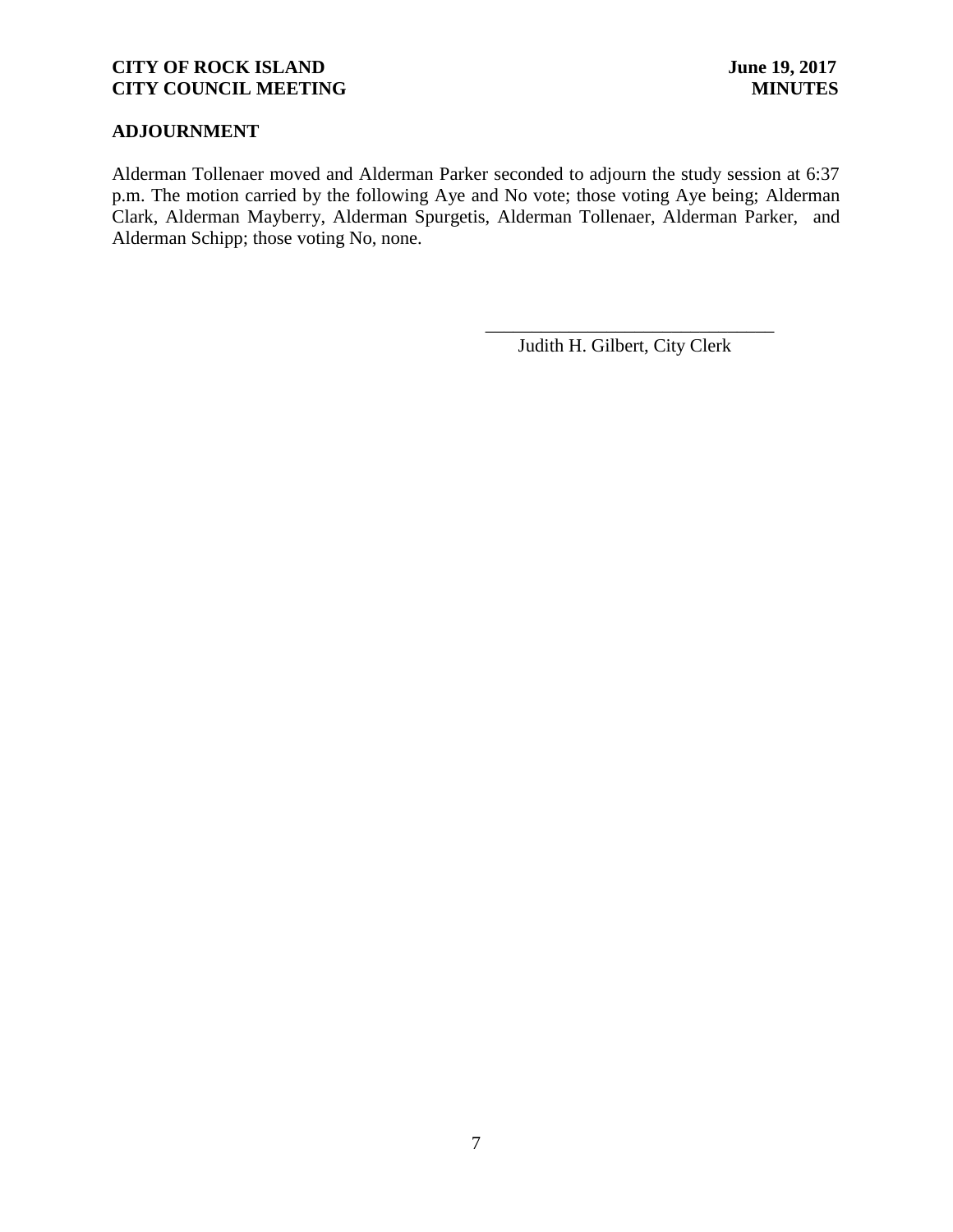## ADJOURNMENT

Alderman Tollenaer moved and Alderman Parker seconded to adjourn the study session at 6:37 p.m. The motion carried by the following Aye and No vote; those voting Aye being; Alderman Clark, Alderman Mayberry, Alderman Spurgetis, Alderman Tollenaer, Alderman Parker, and Alderman Schipp; those voting No, none.

\_\_\_\_\_\_\_\_\_\_\_\_\_\_\_\_\_\_\_\_\_\_\_\_\_\_\_\_\_\_\_

Judith H. Gilbert, City Clerk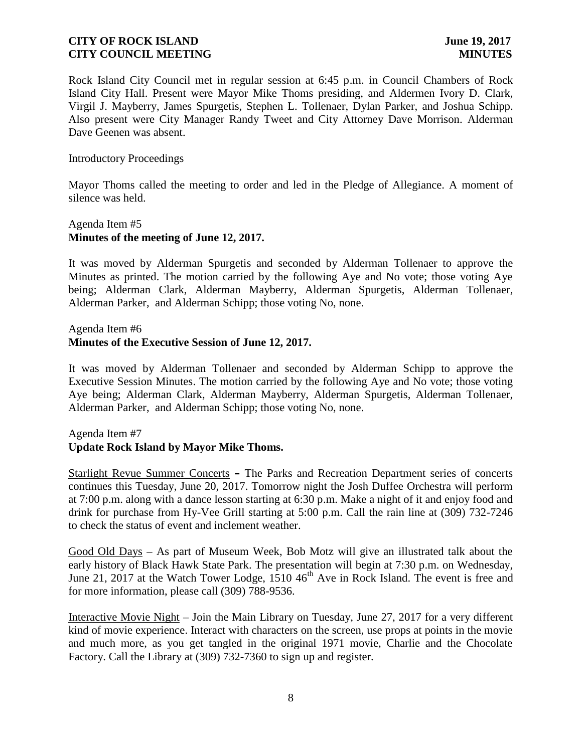**CITY OF ROCK ISLAND** **June 19, 2017**
**CITY COUNCIL MEETING** **MINUTES**

Rock Island City Council met in regular session at 6:45 p.m. in Council Chambers of Rock Island City Hall. Present were Mayor Mike Thoms presiding, and Aldermen Ivory D. Clark, Virgil J. Mayberry, James Spurgetis, Stephen L. Tollenaer, Dylan Parker, and Joshua Schipp. Also present were City Manager Randy Tweet and City Attorney Dave Morrison. Alderman Dave Geenen was absent.

Introductory Proceedings

Mayor Thoms called the meeting to order and led in the Pledge of Allegiance. A moment of silence was held.

Agenda Item #5
**Minutes of the meeting of June 12, 2017.**

It was moved by Alderman Spurgetis and seconded by Alderman Tollenaer to approve the Minutes as printed. The motion carried by the following Aye and No vote; those voting Aye being; Alderman Clark, Alderman Mayberry, Alderman Spurgetis, Alderman Tollenaer, Alderman Parker, and Alderman Schipp; those voting No, none.

Agenda Item #6
**Minutes of the Executive Session of June 12, 2017.**

It was moved by Alderman Tollenaer and seconded by Alderman Schipp to approve the Executive Session Minutes. The motion carried by the following Aye and No vote; those voting Aye being; Alderman Clark, Alderman Mayberry, Alderman Spurgetis, Alderman Tollenaer, Alderman Parker, and Alderman Schipp; those voting No, none.

Agenda Item #7
**Update Rock Island by Mayor Mike Thoms.**

Starlight Revue Summer Concerts **–** The Parks and Recreation Department series of concerts continues this Tuesday, June 20, 2017. Tomorrow night the Josh Duffee Orchestra will perform at 7:00 p.m. along with a dance lesson starting at 6:30 p.m. Make a night of it and enjoy food and drink for purchase from Hy-Vee Grill starting at 5:00 p.m. Call the rain line at (309) 732-7246 to check the status of event and inclement weather.

Good Old Days – As part of Museum Week, Bob Motz will give an illustrated talk about the early history of Black Hawk State Park. The presentation will begin at 7:30 p.m. on Wednesday, June 21, 2017 at the Watch Tower Lodge, 1510 46th Ave in Rock Island. The event is free and for more information, please call (309) 788-9536.

Interactive Movie Night – Join the Main Library on Tuesday, June 27, 2017 for a very different kind of movie experience. Interact with characters on the screen, use props at points in the movie and much more, as you get tangled in the original 1971 movie, Charlie and the Chocolate Factory. Call the Library at (309) 732-7360 to sign up and register.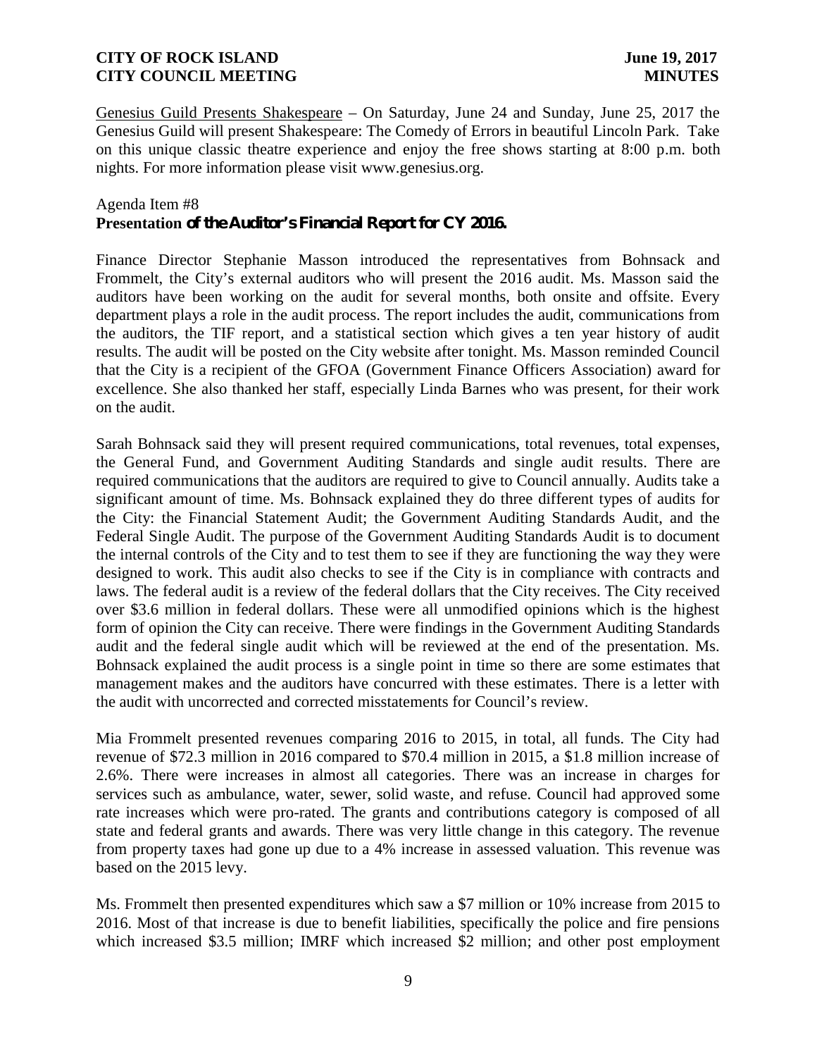Genesius Guild Presents Shakespeare – On Saturday, June 24 and Sunday, June 25, 2017 the Genesius Guild will present Shakespeare: The Comedy of Errors in beautiful Lincoln Park. Take on this unique classic theatre experience and enjoy the free shows starting at 8:00 p.m. both nights. For more information please visit www.genesius.org.

Agenda Item #8
**Presentation of the Auditor's Financial Report for CY 2016.**

Finance Director Stephanie Masson introduced the representatives from Bohnsack and Frommelt, the City's external auditors who will present the 2016 audit. Ms. Masson said the auditors have been working on the audit for several months, both onsite and offsite. Every department plays a role in the audit process. The report includes the audit, communications from the auditors, the TIF report, and a statistical section which gives a ten year history of audit results. The audit will be posted on the City website after tonight. Ms. Masson reminded Council that the City is a recipient of the GFOA (Government Finance Officers Association) award for excellence. She also thanked her staff, especially Linda Barnes who was present, for their work on the audit.

Sarah Bohnsack said they will present required communications, total revenues, total expenses, the General Fund, and Government Auditing Standards and single audit results. There are required communications that the auditors are required to give to Council annually. Audits take a significant amount of time. Ms. Bohnsack explained they do three different types of audits for the City: the Financial Statement Audit; the Government Auditing Standards Audit, and the Federal Single Audit. The purpose of the Government Auditing Standards Audit is to document the internal controls of the City and to test them to see if they are functioning the way they were designed to work. This audit also checks to see if the City is in compliance with contracts and laws. The federal audit is a review of the federal dollars that the City receives. The City received over $3.6 million in federal dollars. These were all unmodified opinions which is the highest form of opinion the City can receive. There were findings in the Government Auditing Standards audit and the federal single audit which will be reviewed at the end of the presentation. Ms. Bohnsack explained the audit process is a single point in time so there are some estimates that management makes and the auditors have concurred with these estimates. There is a letter with the audit with uncorrected and corrected misstatements for Council's review.

Mia Frommelt presented revenues comparing 2016 to 2015, in total, all funds. The City had revenue of $72.3 million in 2016 compared to $70.4 million in 2015, a $1.8 million increase of 2.6%. There were increases in almost all categories. There was an increase in charges for services such as ambulance, water, sewer, solid waste, and refuse. Council had approved some rate increases which were pro-rated. The grants and contributions category is composed of all state and federal grants and awards. There was very little change in this category. The revenue from property taxes had gone up due to a 4% increase in assessed valuation. This revenue was based on the 2015 levy.

Ms. Frommelt then presented expenditures which saw a $7 million or 10% increase from 2015 to 2016. Most of that increase is due to benefit liabilities, specifically the police and fire pensions which increased $3.5 million; IMRF which increased $2 million; and other post employment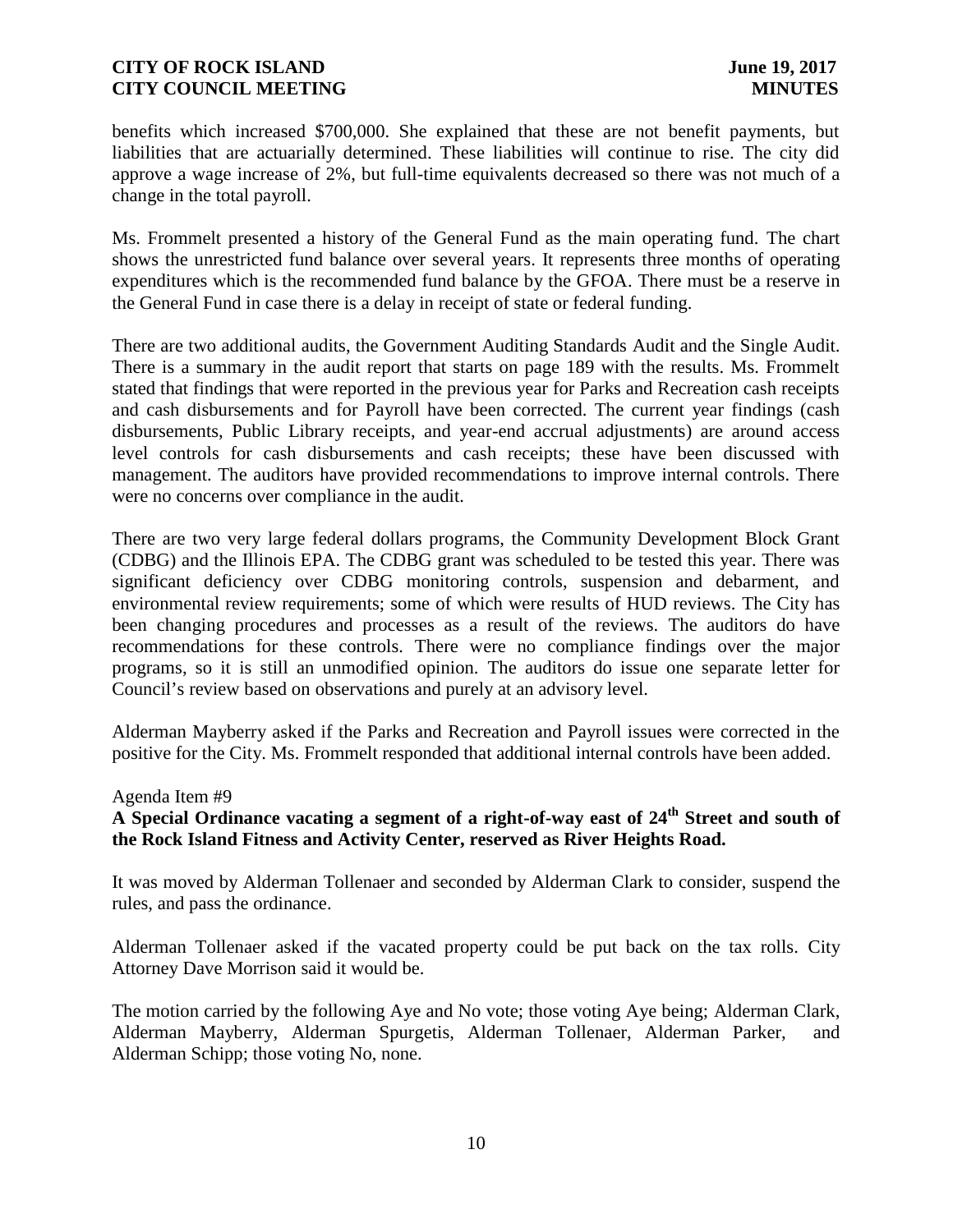benefits which increased $700,000. She explained that these are not benefit payments, but liabilities that are actuarially determined. These liabilities will continue to rise. The city did approve a wage increase of 2%, but full-time equivalents decreased so there was not much of a change in the total payroll.

Ms. Frommelt presented a history of the General Fund as the main operating fund. The chart shows the unrestricted fund balance over several years. It represents three months of operating expenditures which is the recommended fund balance by the GFOA. There must be a reserve in the General Fund in case there is a delay in receipt of state or federal funding.

There are two additional audits, the Government Auditing Standards Audit and the Single Audit. There is a summary in the audit report that starts on page 189 with the results. Ms. Frommelt stated that findings that were reported in the previous year for Parks and Recreation cash receipts and cash disbursements and for Payroll have been corrected. The current year findings (cash disbursements, Public Library receipts, and year-end accrual adjustments) are around access level controls for cash disbursements and cash receipts; these have been discussed with management. The auditors have provided recommendations to improve internal controls. There were no concerns over compliance in the audit.

There are two very large federal dollars programs, the Community Development Block Grant (CDBG) and the Illinois EPA. The CDBG grant was scheduled to be tested this year. There was significant deficiency over CDBG monitoring controls, suspension and debarment, and environmental review requirements; some of which were results of HUD reviews. The City has been changing procedures and processes as a result of the reviews. The auditors do have recommendations for these controls. There were no compliance findings over the major programs, so it is still an unmodified opinion. The auditors do issue one separate letter for Council's review based on observations and purely at an advisory level.

Alderman Mayberry asked if the Parks and Recreation and Payroll issues were corrected in the positive for the City. Ms. Frommelt responded that additional internal controls have been added.

Agenda Item #9

**A Special Ordinance vacating a segment of a right-of-way east of 24th Street and south of the Rock Island Fitness and Activity Center, reserved as River Heights Road.**

It was moved by Alderman Tollenaer and seconded by Alderman Clark to consider, suspend the rules, and pass the ordinance.

Alderman Tollenaer asked if the vacated property could be put back on the tax rolls. City Attorney Dave Morrison said it would be.

The motion carried by the following Aye and No vote; those voting Aye being; Alderman Clark, Alderman Mayberry, Alderman Spurgetis, Alderman Tollenaer, Alderman Parker, and Alderman Schipp; those voting No, none.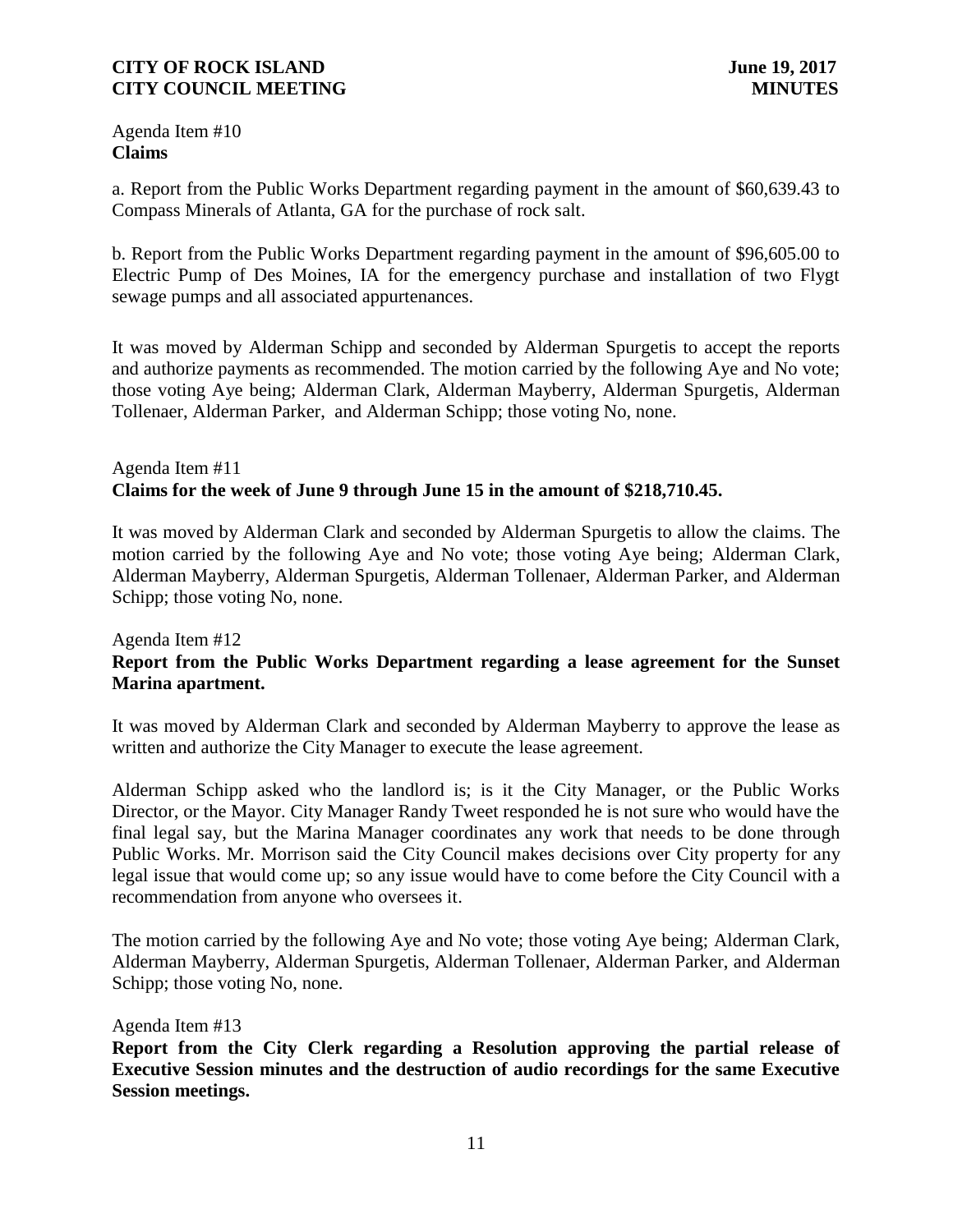Agenda Item #10
**Claims**

a. Report from the Public Works Department regarding payment in the amount of $60,639.43 to Compass Minerals of Atlanta, GA for the purchase of rock salt.

b. Report from the Public Works Department regarding payment in the amount of $96,605.00 to Electric Pump of Des Moines, IA for the emergency purchase and installation of two Flygt sewage pumps and all associated appurtenances.

It was moved by Alderman Schipp and seconded by Alderman Spurgetis to accept the reports and authorize payments as recommended. The motion carried by the following Aye and No vote; those voting Aye being; Alderman Clark, Alderman Mayberry, Alderman Spurgetis, Alderman Tollenaer, Alderman Parker, and Alderman Schipp; those voting No, none.

Agenda Item #11
**Claims for the week of June 9 through June 15 in the amount of $218,710.45.**

It was moved by Alderman Clark and seconded by Alderman Spurgetis to allow the claims. The motion carried by the following Aye and No vote; those voting Aye being; Alderman Clark, Alderman Mayberry, Alderman Spurgetis, Alderman Tollenaer, Alderman Parker, and Alderman Schipp; those voting No, none.

Agenda Item #12
**Report from the Public Works Department regarding a lease agreement for the Sunset Marina apartment.**

It was moved by Alderman Clark and seconded by Alderman Mayberry to approve the lease as written and authorize the City Manager to execute the lease agreement.

Alderman Schipp asked who the landlord is; is it the City Manager, or the Public Works Director, or the Mayor. City Manager Randy Tweet responded he is not sure who would have the final legal say, but the Marina Manager coordinates any work that needs to be done through Public Works. Mr. Morrison said the City Council makes decisions over City property for any legal issue that would come up; so any issue would have to come before the City Council with a recommendation from anyone who oversees it.

The motion carried by the following Aye and No vote; those voting Aye being; Alderman Clark, Alderman Mayberry, Alderman Spurgetis, Alderman Tollenaer, Alderman Parker, and Alderman Schipp; those voting No, none.

Agenda Item #13
**Report from the City Clerk regarding a Resolution approving the partial release of Executive Session minutes and the destruction of audio recordings for the same Executive Session meetings.**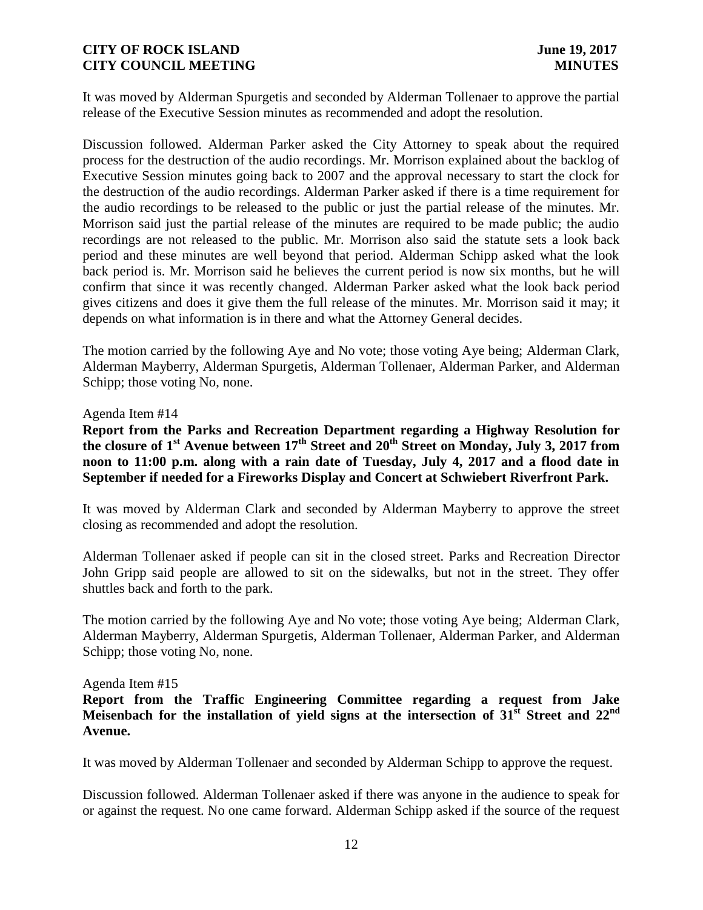It was moved by Alderman Spurgetis and seconded by Alderman Tollenaer to approve the partial release of the Executive Session minutes as recommended and adopt the resolution.

Discussion followed. Alderman Parker asked the City Attorney to speak about the required process for the destruction of the audio recordings. Mr. Morrison explained about the backlog of Executive Session minutes going back to 2007 and the approval necessary to start the clock for the destruction of the audio recordings. Alderman Parker asked if there is a time requirement for the audio recordings to be released to the public or just the partial release of the minutes. Mr. Morrison said just the partial release of the minutes are required to be made public; the audio recordings are not released to the public. Mr. Morrison also said the statute sets a look back period and these minutes are well beyond that period. Alderman Schipp asked what the look back period is. Mr. Morrison said he believes the current period is now six months, but he will confirm that since it was recently changed. Alderman Parker asked what the look back period gives citizens and does it give them the full release of the minutes. Mr. Morrison said it may; it depends on what information is in there and what the Attorney General decides.

The motion carried by the following Aye and No vote; those voting Aye being; Alderman Clark, Alderman Mayberry, Alderman Spurgetis, Alderman Tollenaer, Alderman Parker, and Alderman Schipp; those voting No, none.

Agenda Item #14

**Report from the Parks and Recreation Department regarding a Highway Resolution for the closure of 1st Avenue between 17th Street and 20th Street on Monday, July 3, 2017 from noon to 11:00 p.m. along with a rain date of Tuesday, July 4, 2017 and a flood date in September if needed for a Fireworks Display and Concert at Schwiebert Riverfront Park.**

It was moved by Alderman Clark and seconded by Alderman Mayberry to approve the street closing as recommended and adopt the resolution.

Alderman Tollenaer asked if people can sit in the closed street. Parks and Recreation Director John Gripp said people are allowed to sit on the sidewalks, but not in the street. They offer shuttles back and forth to the park.

The motion carried by the following Aye and No vote; those voting Aye being; Alderman Clark, Alderman Mayberry, Alderman Spurgetis, Alderman Tollenaer, Alderman Parker, and Alderman Schipp; those voting No, none.

Agenda Item #15

**Report from the Traffic Engineering Committee regarding a request from Jake Meisenbach for the installation of yield signs at the intersection of 31st Street and 22nd Avenue.**

It was moved by Alderman Tollenaer and seconded by Alderman Schipp to approve the request.

Discussion followed. Alderman Tollenaer asked if there was anyone in the audience to speak for or against the request. No one came forward. Alderman Schipp asked if the source of the request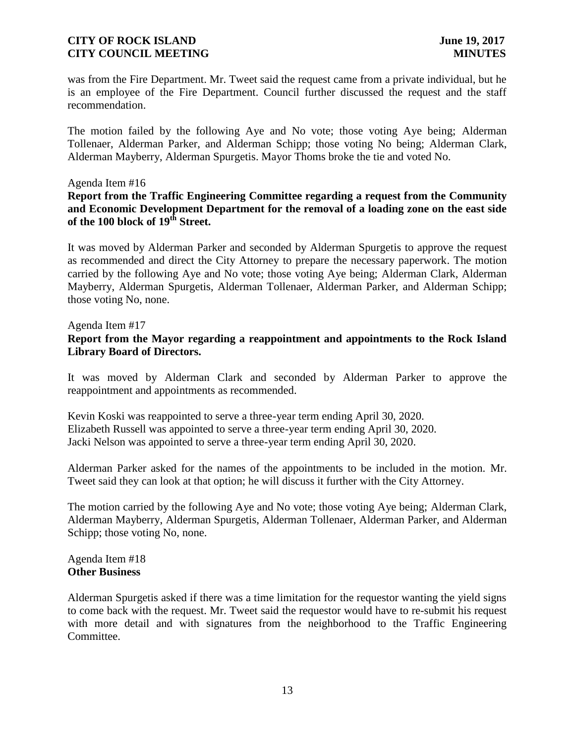was from the Fire Department. Mr. Tweet said the request came from a private individual, but he is an employee of the Fire Department. Council further discussed the request and the staff recommendation.

The motion failed by the following Aye and No vote; those voting Aye being; Alderman Tollenaer, Alderman Parker, and Alderman Schipp; those voting No being; Alderman Clark, Alderman Mayberry, Alderman Spurgetis. Mayor Thoms broke the tie and voted No.

Agenda Item #16

**Report from the Traffic Engineering Committee regarding a request from the Community and Economic Development Department for the removal of a loading zone on the east side of the 100 block of 19th Street.**

It was moved by Alderman Parker and seconded by Alderman Spurgetis to approve the request as recommended and direct the City Attorney to prepare the necessary paperwork. The motion carried by the following Aye and No vote; those voting Aye being; Alderman Clark, Alderman Mayberry, Alderman Spurgetis, Alderman Tollenaer, Alderman Parker, and Alderman Schipp; those voting No, none.

Agenda Item #17

**Report from the Mayor regarding a reappointment and appointments to the Rock Island Library Board of Directors.**

It was moved by Alderman Clark and seconded by Alderman Parker to approve the reappointment and appointments as recommended.

Kevin Koski was reappointed to serve a three-year term ending April 30, 2020.
Elizabeth Russell was appointed to serve a three-year term ending April 30, 2020.
Jacki Nelson was appointed to serve a three-year term ending April 30, 2020.

Alderman Parker asked for the names of the appointments to be included in the motion. Mr. Tweet said they can look at that option; he will discuss it further with the City Attorney.

The motion carried by the following Aye and No vote; those voting Aye being; Alderman Clark, Alderman Mayberry, Alderman Spurgetis, Alderman Tollenaer, Alderman Parker, and Alderman Schipp; those voting No, none.

Agenda Item #18

**Other Business**

Alderman Spurgetis asked if there was a time limitation for the requestor wanting the yield signs to come back with the request. Mr. Tweet said the requestor would have to re-submit his request with more detail and with signatures from the neighborhood to the Traffic Engineering Committee.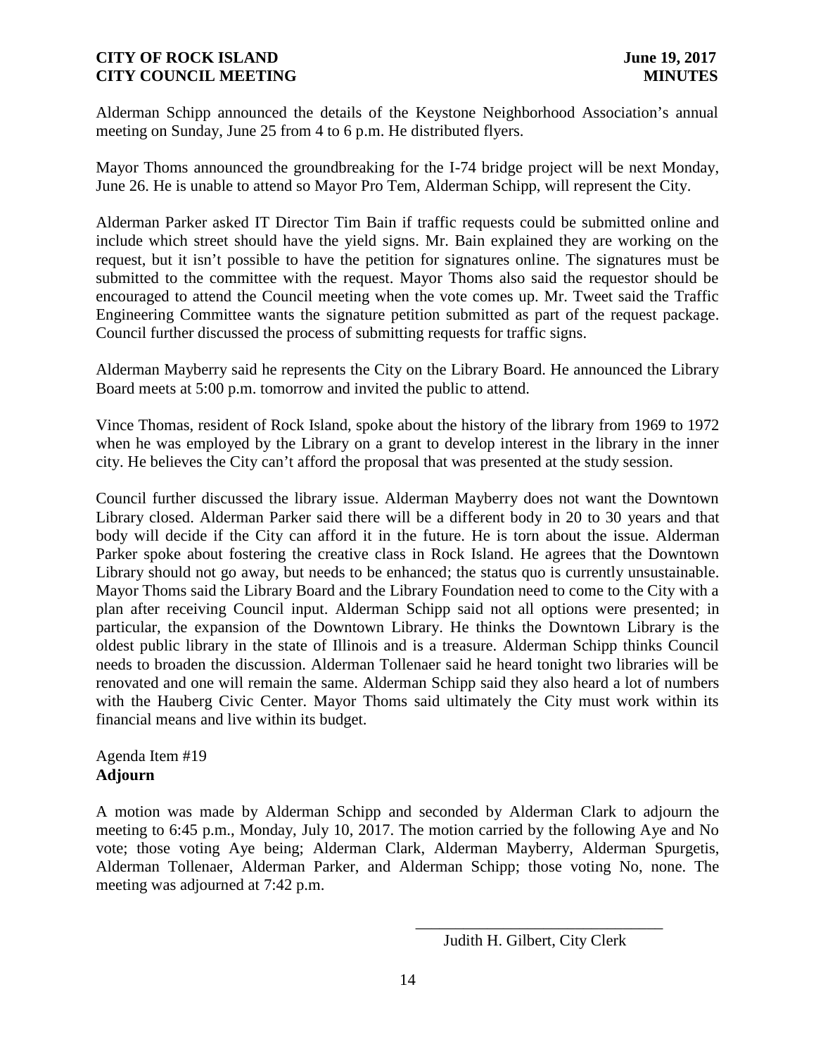Alderman Schipp announced the details of the Keystone Neighborhood Association's annual meeting on Sunday, June 25 from 4 to 6 p.m. He distributed flyers.

Mayor Thoms announced the groundbreaking for the I-74 bridge project will be next Monday, June 26. He is unable to attend so Mayor Pro Tem, Alderman Schipp, will represent the City.

Alderman Parker asked IT Director Tim Bain if traffic requests could be submitted online and include which street should have the yield signs. Mr. Bain explained they are working on the request, but it isn't possible to have the petition for signatures online. The signatures must be submitted to the committee with the request. Mayor Thoms also said the requestor should be encouraged to attend the Council meeting when the vote comes up. Mr. Tweet said the Traffic Engineering Committee wants the signature petition submitted as part of the request package. Council further discussed the process of submitting requests for traffic signs.

Alderman Mayberry said he represents the City on the Library Board. He announced the Library Board meets at 5:00 p.m. tomorrow and invited the public to attend.

Vince Thomas, resident of Rock Island, spoke about the history of the library from 1969 to 1972 when he was employed by the Library on a grant to develop interest in the library in the inner city. He believes the City can't afford the proposal that was presented at the study session.

Council further discussed the library issue. Alderman Mayberry does not want the Downtown Library closed. Alderman Parker said there will be a different body in 20 to 30 years and that body will decide if the City can afford it in the future. He is torn about the issue. Alderman Parker spoke about fostering the creative class in Rock Island. He agrees that the Downtown Library should not go away, but needs to be enhanced; the status quo is currently unsustainable. Mayor Thoms said the Library Board and the Library Foundation need to come to the City with a plan after receiving Council input. Alderman Schipp said not all options were presented; in particular, the expansion of the Downtown Library. He thinks the Downtown Library is the oldest public library in the state of Illinois and is a treasure. Alderman Schipp thinks Council needs to broaden the discussion. Alderman Tollenaer said he heard tonight two libraries will be renovated and one will remain the same. Alderman Schipp said they also heard a lot of numbers with the Hauberg Civic Center. Mayor Thoms said ultimately the City must work within its financial means and live within its budget.

Agenda Item #19
**Adjourn**

A motion was made by Alderman Schipp and seconded by Alderman Clark to adjourn the meeting to 6:45 p.m., Monday, July 10, 2017. The motion carried by the following Aye and No vote; those voting Aye being; Alderman Clark, Alderman Mayberry, Alderman Spurgetis, Alderman Tollenaer, Alderman Parker, and Alderman Schipp; those voting No, none. The meeting was adjourned at 7:42 p.m.

\_\_\_\_\_\_\_\_\_\_\_\_\_\_\_\_\_\_\_\_\_\_\_\_\_\_\_\_\_\_\_\_

Judith H. Gilbert, City Clerk